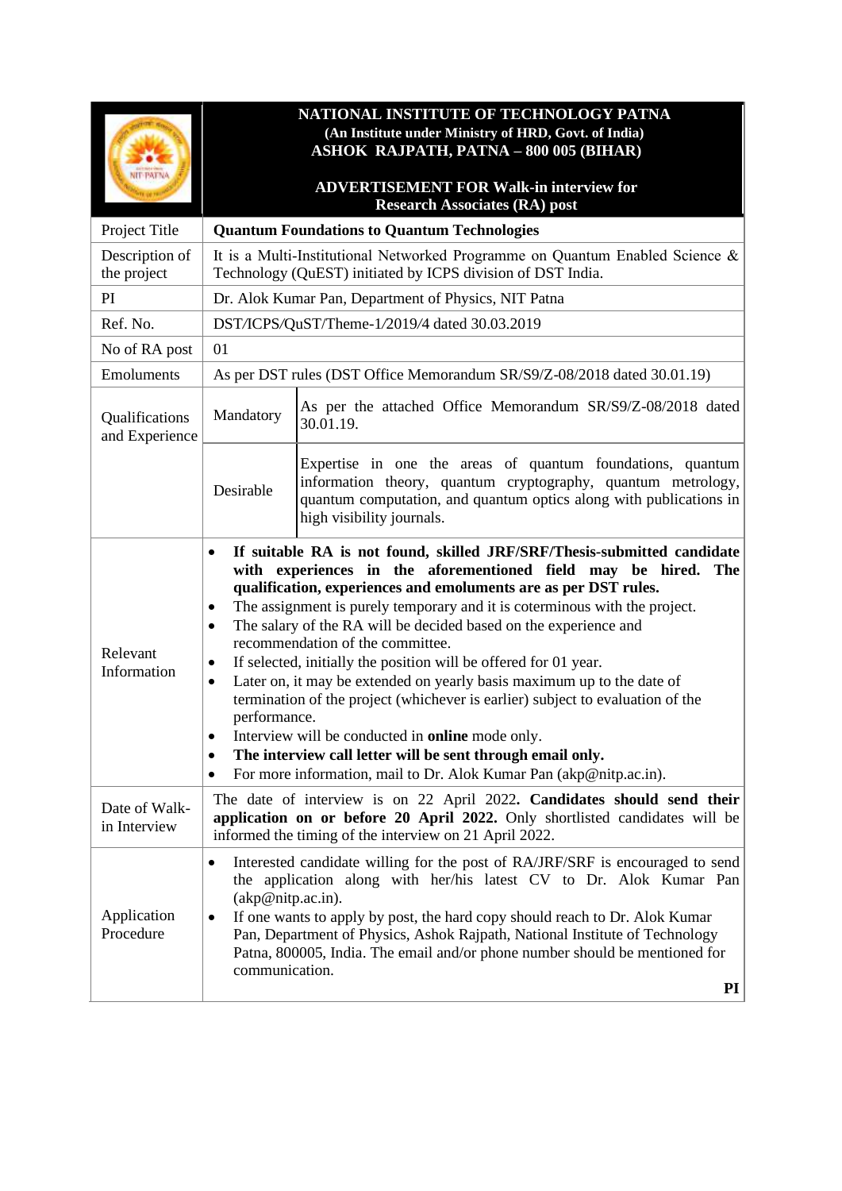# NATIONAL INSTITUTE OF TECHNOLOGY PATNA

**(An Institute under Ministry of HRD, Govt. of India)**

**ASHOK RAJPATH, PATNA – 800 005 (BIHAR)**

## ADVERTISEMENT FOR Walk-in interview for Research Associates (RA) post

| | | |
|---|---|---|
| Project Title | **Quantum Foundations to Quantum Technologies** | |
| Description of the project | It is a Multi-Institutional Networked Programme on Quantum Enabled Science & Technology (QuEST) initiated by ICPS division of DST India. | |
| PI | Dr. Alok Kumar Pan, Department of Physics, NIT Patna | |
| Ref. No. | DST/ICPS/QuST/Theme-1/2019/4 dated 30.03.2019 | |
| No of RA post | 01 | |
| Emoluments | As per DST rules (DST Office Memorandum SR/S9/Z-08/2018 dated 30.01.19) | |
| Qualifications and Experience | Mandatory | As per the attached Office Memorandum SR/S9/Z-08/2018 dated 30.01.19. |
| | Desirable | Expertise in one the areas of quantum foundations, quantum information theory, quantum cryptography, quantum metrology, quantum computation, and quantum optics along with publications in high visibility journals. |
| Relevant Information | • **If suitable RA is not found, skilled JRF/SRF/Thesis-submitted candidate with experiences in the aforementioned field may be hired. The qualification, experiences and emoluments are as per DST rules.**<br>• The assignment is purely temporary and it is coterminous with the project.<br>• The salary of the RA will be decided based on the experience and recommendation of the committee.<br>• If selected, initially the position will be offered for 01 year.<br>• Later on, it may be extended on yearly basis maximum up to the date of termination of the project (whichever is earlier) subject to evaluation of the performance.<br>• Interview will be conducted in **online** mode only.<br>• **The interview call letter will be sent through email only.**<br>• For more information, mail to Dr. Alok Kumar Pan (akp@nitp.ac.in). | |
| Date of Walk-in Interview | The date of interview is on 22 April 2022**. Candidates should send their application on or before 20 April 2022.** Only shortlisted candidates will be informed the timing of the interview on 21 April 2022. | |
| Application Procedure | • Interested candidate willing for the post of RA/JRF/SRF is encouraged to send the application along with her/his latest CV to Dr. Alok Kumar Pan (akp@nitp.ac.in).<br>• If one wants to apply by post, the hard copy should reach to Dr. Alok Kumar Pan, Department of Physics, Ashok Rajpath, National Institute of Technology Patna, 800005, India. The email and/or phone number should be mentioned for communication.<br>**PI** | |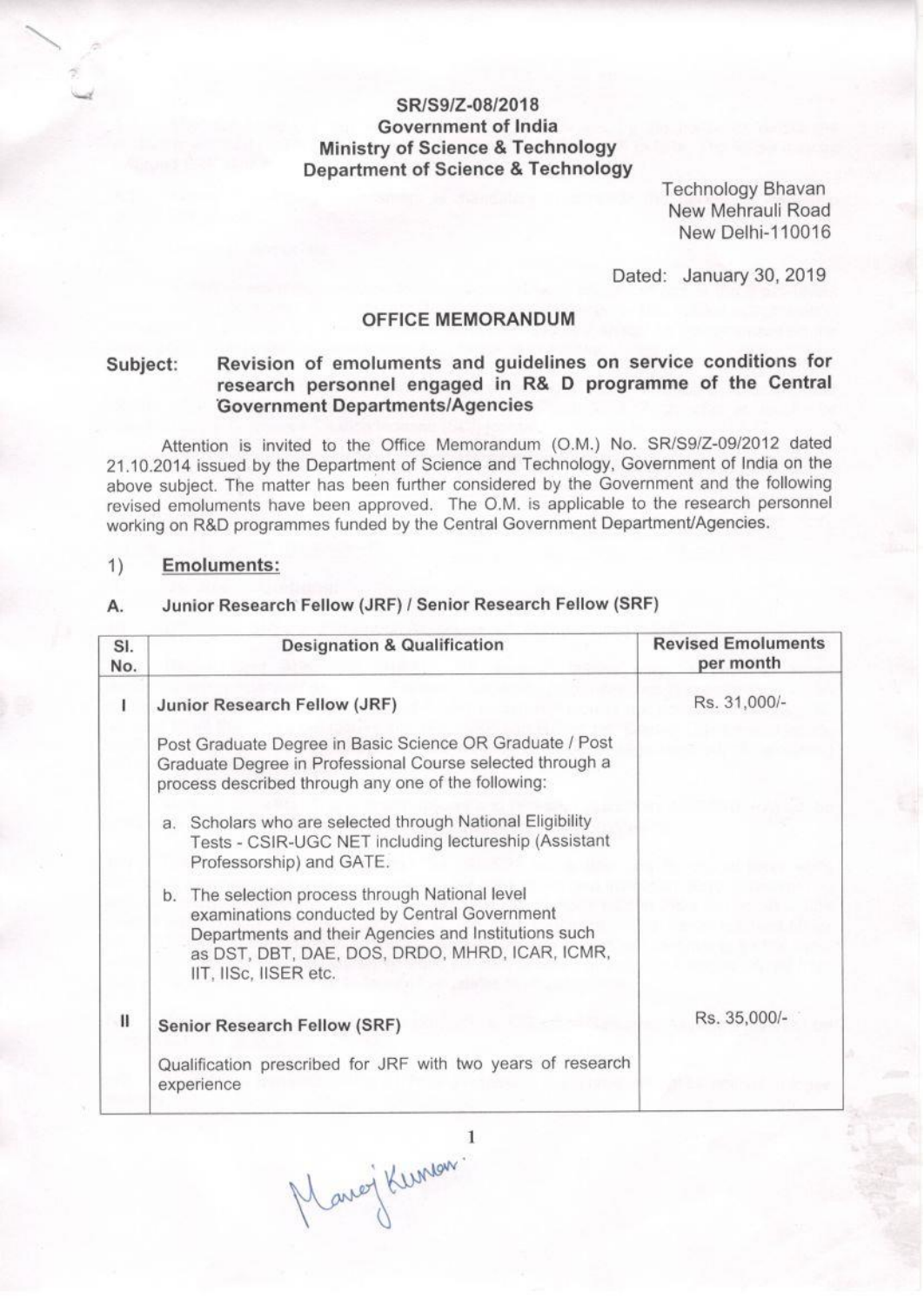SR/S9/Z-08/2018
**Government of India**
**Ministry of Science & Technology**
**Department of Science & Technology**

Technology Bhavan
New Mehrauli Road
New Delhi-110016

Dated: January 30, 2019

## OFFICE MEMORANDUM

**Subject: Revision of emoluments and guidelines on service conditions for research personnel engaged in R& D programme of the Central Government Departments/Agencies**

Attention is invited to the Office Memorandum (O.M.) No. SR/S9/Z-09/2012 dated 21.10.2014 issued by the Department of Science and Technology, Government of India on the above subject. The matter has been further considered by the Government and the following revised emoluments have been approved. The O.M. is applicable to the research personnel working on R&D programmes funded by the Central Government Department/Agencies.

1) **Emoluments:**

A. **Junior Research Fellow (JRF) / Senior Research Fellow (SRF)**

| Sl. No. | Designation & Qualification | Revised Emoluments per month |
|---|---|---|
| I | **Junior Research Fellow (JRF)**<br><br>Post Graduate Degree in Basic Science OR Graduate / Post Graduate Degree in Professional Course selected through a process described through any one of the following:<br><br>a. Scholars who are selected through National Eligibility Tests - CSIR-UGC NET including lectureship (Assistant Professorship) and GATE.<br><br>b. The selection process through National level examinations conducted by Central Government Departments and their Agencies and Institutions such as DST, DBT, DAE, DOS, DRDO, MHRD, ICAR, ICMR, IIT, IISc, IISER etc. | Rs. 31,000/- |
| II | **Senior Research Fellow (SRF)**<br><br>Qualification prescribed for JRF with two years of research experience | Rs. 35,000/- |

Manoj Kumar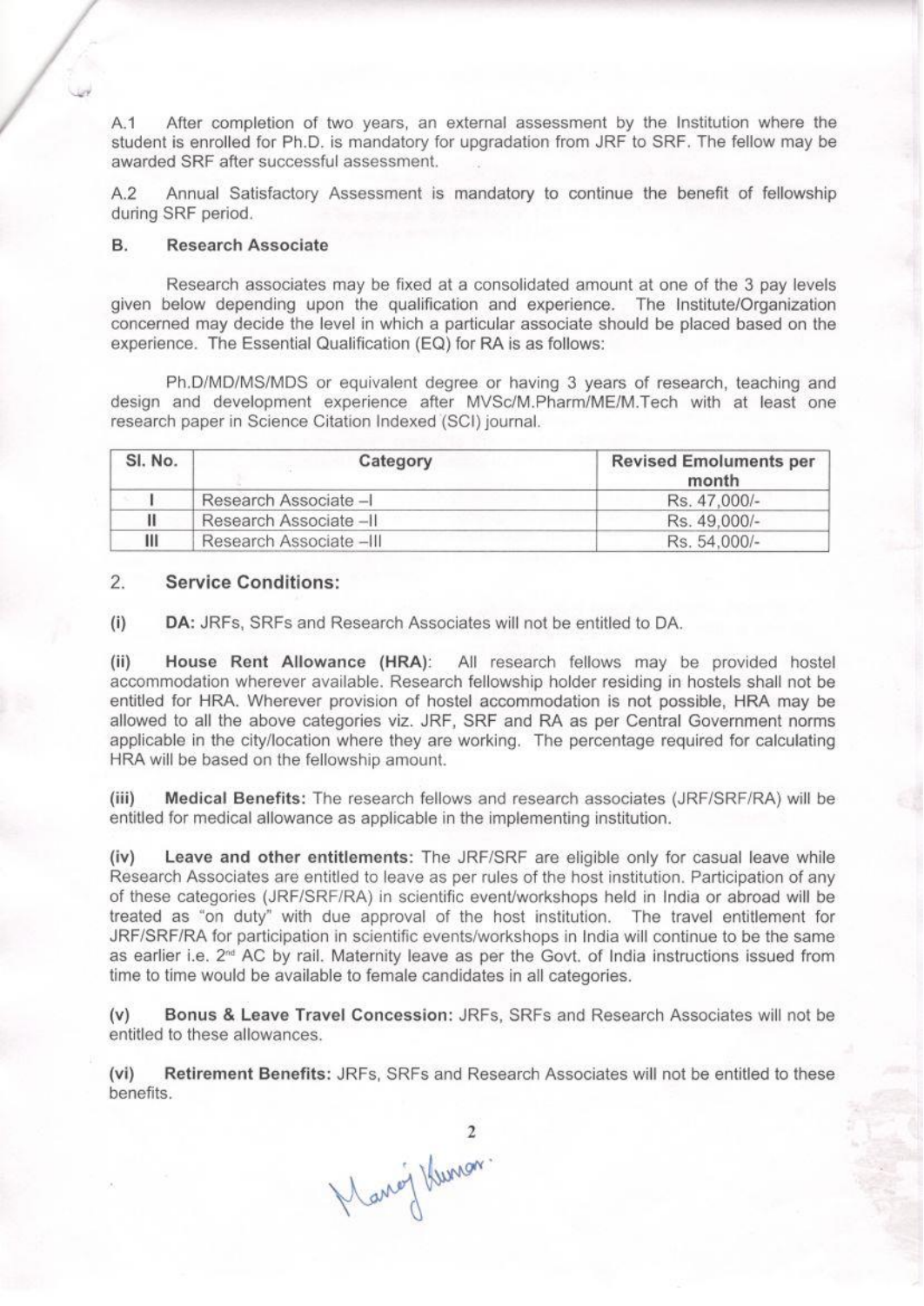A.1 After completion of two years, an external assessment by the Institution where the student is enrolled for Ph.D. is mandatory for upgradation from JRF to SRF. The fellow may be awarded SRF after successful assessment.

A.2 Annual Satisfactory Assessment is mandatory to continue the benefit of fellowship during SRF period.

**B. Research Associate**

Research associates may be fixed at a consolidated amount at one of the 3 pay levels given below depending upon the qualification and experience. The Institute/Organization concerned may decide the level in which a particular associate should be placed based on the experience. The Essential Qualification (EQ) for RA is as follows:

Ph.D/MD/MS/MDS or equivalent degree or having 3 years of research, teaching and design and development experience after MVSc/M.Pharm/ME/M.Tech with at least one research paper in Science Citation Indexed (SCI) journal.

| Sl. No. | Category | Revised Emoluments per month |
|---|---|---|
| I | Research Associate –I | Rs. 47,000/- |
| II | Research Associate –II | Rs. 49,000/- |
| III | Research Associate –III | Rs. 54,000/- |

## 2. Service Conditions:

**(i) DA:** JRFs, SRFs and Research Associates will not be entitled to DA.

**(ii) House Rent Allowance (HRA):** All research fellows may be provided hostel accommodation wherever available. Research fellowship holder residing in hostels shall not be entitled for HRA. Wherever provision of hostel accommodation is not possible, HRA may be allowed to all the above categories viz. JRF, SRF and RA as per Central Government norms applicable in the city/location where they are working. The percentage required for calculating HRA will be based on the fellowship amount.

**(iii) Medical Benefits:** The research fellows and research associates (JRF/SRF/RA) will be entitled for medical allowance as applicable in the implementing institution.

**(iv) Leave and other entitlements:** The JRF/SRF are eligible only for casual leave while Research Associates are entitled to leave as per rules of the host institution. Participation of any of these categories (JRF/SRF/RA) in scientific event/workshops held in India or abroad will be treated as "on duty" with due approval of the host institution. The travel entitlement for JRF/SRF/RA for participation in scientific events/workshops in India will continue to be the same as earlier i.e. 2nd AC by rail. Maternity leave as per the Govt. of India instructions issued from time to time would be available to female candidates in all categories.

**(v) Bonus & Leave Travel Concession:** JRFs, SRFs and Research Associates will not be entitled to these allowances.

**(vi) Retirement Benefits:** JRFs, SRFs and Research Associates will not be entitled to these benefits.

Manoj Kumar.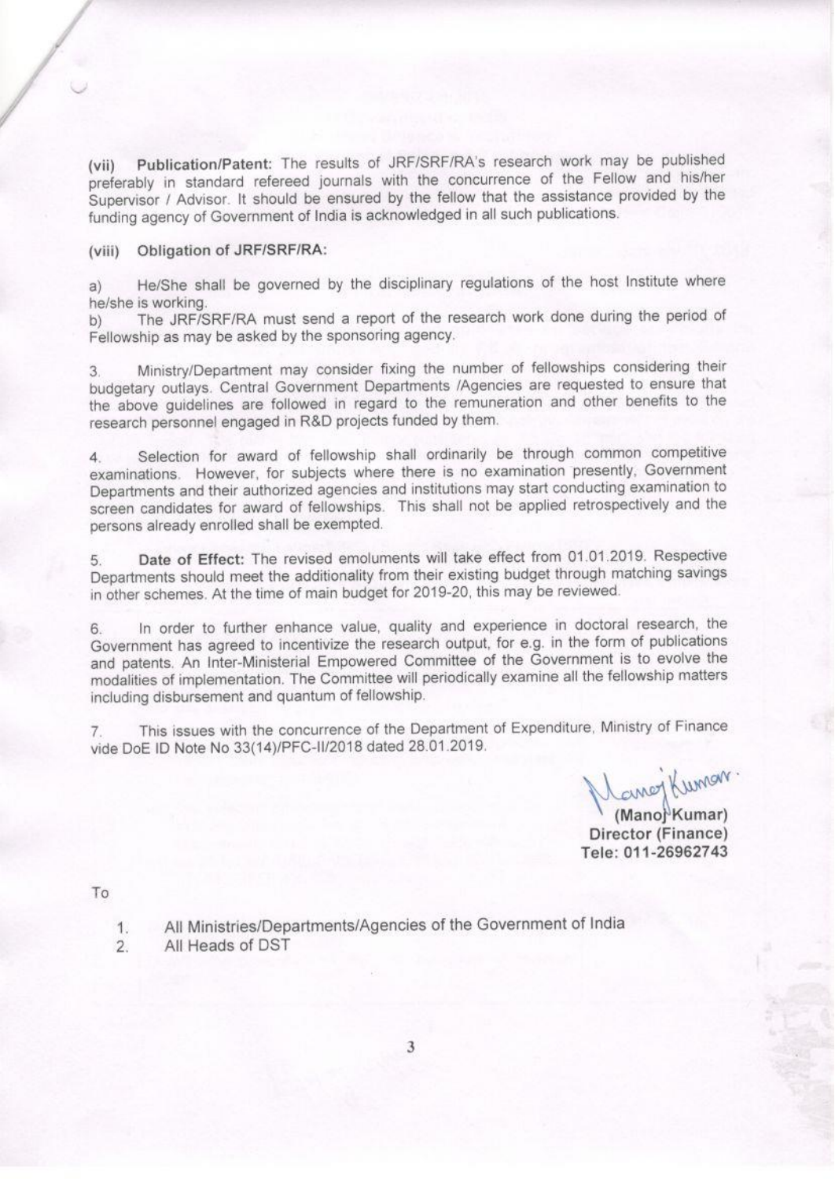(vii) **Publication/Patent:** The results of JRF/SRF/RA's research work may be published preferably in standard refereed journals with the concurrence of the Fellow and his/her Supervisor / Advisor. It should be ensured by the fellow that the assistance provided by the funding agency of Government of India is acknowledged in all such publications.

(viii) **Obligation of JRF/SRF/RA:**

a) He/She shall be governed by the disciplinary regulations of the host Institute where he/she is working.

b) The JRF/SRF/RA must send a report of the research work done during the period of Fellowship as may be asked by the sponsoring agency.

3. Ministry/Department may consider fixing the number of fellowships considering their budgetary outlays. Central Government Departments /Agencies are requested to ensure that the above guidelines are followed in regard to the remuneration and other benefits to the research personnel engaged in R&D projects funded by them.

4. Selection for award of fellowship shall ordinarily be through common competitive examinations. However, for subjects where there is no examination presently, Government Departments and their authorized agencies and institutions may start conducting examination to screen candidates for award of fellowships. This shall not be applied retrospectively and the persons already enrolled shall be exempted.

5. **Date of Effect:** The revised emoluments will take effect from 01.01.2019. Respective Departments should meet the additionality from their existing budget through matching savings in other schemes. At the time of main budget for 2019-20, this may be reviewed.

6. In order to further enhance value, quality and experience in doctoral research, the Government has agreed to incentivize the research output, for e.g. in the form of publications and patents. An Inter-Ministerial Empowered Committee of the Government is to evolve the modalities of implementation. The Committee will periodically examine all the fellowship matters including disbursement and quantum of fellowship.

7. This issues with the concurrence of the Department of Expenditure, Ministry of Finance vide DoE ID Note No 33(14)/PFC-II/2018 dated 28.01.2019.

Manoj Kumar

**(Manoj Kumar)**
**Director (Finance)**
**Tele: 011-26962743**

To

1. All Ministries/Departments/Agencies of the Government of India
2. All Heads of DST